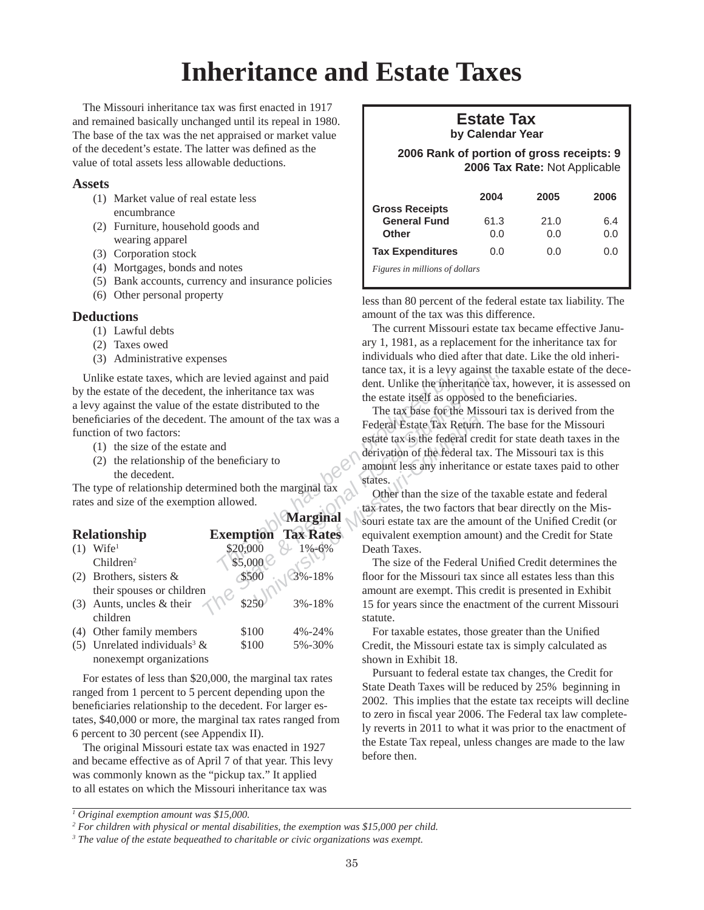# Inheritance and Estate Taxes

The Missouri inheritance tax was first enacted in 1917 and remained basically unchanged until its repeal in 1980. The base of the tax was the net appraised or market value of the decedent's estate. The latter was defined as the value of total assets less allowable deductions.

### Assets

(1) Market value of real estate less encumbrance
(2) Furniture, household goods and wearing apparel
(3) Corporation stock
(4) Mortgages, bonds and notes
(5) Bank accounts, currency and insurance policies
(6) Other personal property

### Deductions

(1) Lawful debts
(2) Taxes owed
(3) Administrative expenses

Unlike estate taxes, which are levied against and paid by the estate of the decedent, the inheritance tax was a levy against the value of the estate distributed to the beneficiaries of the decedent. The amount of the tax was a function of two factors:

(1) the size of the estate and
(2) the relationship of the beneficiary to the decedent.

The type of relationship determined both the marginal tax rates and size of the exemption allowed.

| Relationship | Exemption | Marginal Tax Rates |
|---|---|---|
| (1) Wife[1] | $20,000 | 1%-6% |
| Children[2] | $5,000 | |
| (2) Brothers, sisters & their spouses or children | $500 | 3%-18% |
| (3) Aunts, uncles & their children | $250 | 3%-18% |
| (4) Other family members | $100 | 4%-24% |
| (5) Unrelated individuals[3] & nonexempt organizations | $100 | 5%-30% |

For estates of less than $20,000, the marginal tax rates ranged from 1 percent to 5 percent depending upon the beneficiaries relationship to the decedent. For larger estates, $40,000 or more, the marginal tax rates ranged from 6 percent to 30 percent (see Appendix II).

The original Missouri estate tax was enacted in 1927 and became effective as of April 7 of that year. This levy was commonly known as the "pickup tax." It applied to all estates on which the Missouri inheritance tax was less than 80 percent of the federal estate tax liability. The amount of the tax was this difference.

**Estate Tax**
**by Calendar Year**

**2006 Rank of portion of gross receipts: 9**
**2006 Tax Rate:** Not Applicable

| | 2004 | 2005 | 2006 |
|---|---|---|---|
| **Gross Receipts** | | | |
| **General Fund** | 61.3 | 21.0 | 6.4 |
| **Other** | 0.0 | 0.0 | 0.0 |
| **Tax Expenditures** | 0.0 | 0.0 | 0.0 |

*Figures in millions of dollars*

The current Missouri estate tax became effective January 1, 1981, as a replacement for the inheritance tax for individuals who died after that date. Like the old inheritance tax, it is a levy against the taxable estate of the decedent. Unlike the inheritance tax, however, it is assessed on the estate itself as opposed to the beneficiaries.

The tax base for the Missouri tax is derived from the Federal Estate Tax Return. The base for the Missouri estate tax is the federal credit for state death taxes in the derivation of the federal tax. The Missouri tax is this amount less any inheritance or estate taxes paid to other states.

Other than the size of the taxable estate and federal tax rates, the two factors that bear directly on the Missouri estate tax are the amount of the Unified Credit (or equivalent exemption amount) and the Credit for State Death Taxes.

The size of the Federal Unified Credit determines the floor for the Missouri tax since all estates less than this amount are exempt. This credit is presented in Exhibit 15 for years since the enactment of the current Missouri statute.

For taxable estates, those greater than the Unified Credit, the Missouri estate tax is simply calculated as shown in Exhibit 18.

Pursuant to federal estate tax changes, the Credit for State Death Taxes will be reduced by 25% beginning in 2002. This implies that the estate tax receipts will decline to zero in fiscal year 2006. The Federal tax law completely reverts in 2011 to what it was prior to the enactment of the Estate Tax repeal, unless changes are made to the law before then.

---

[1] *Original exemption amount was $15,000.*
[2] *For children with physical or mental disabilities, the exemption was $15,000 per child.*
[3] *The value of the estate bequeathed to charitable or civic organizations was exempt.*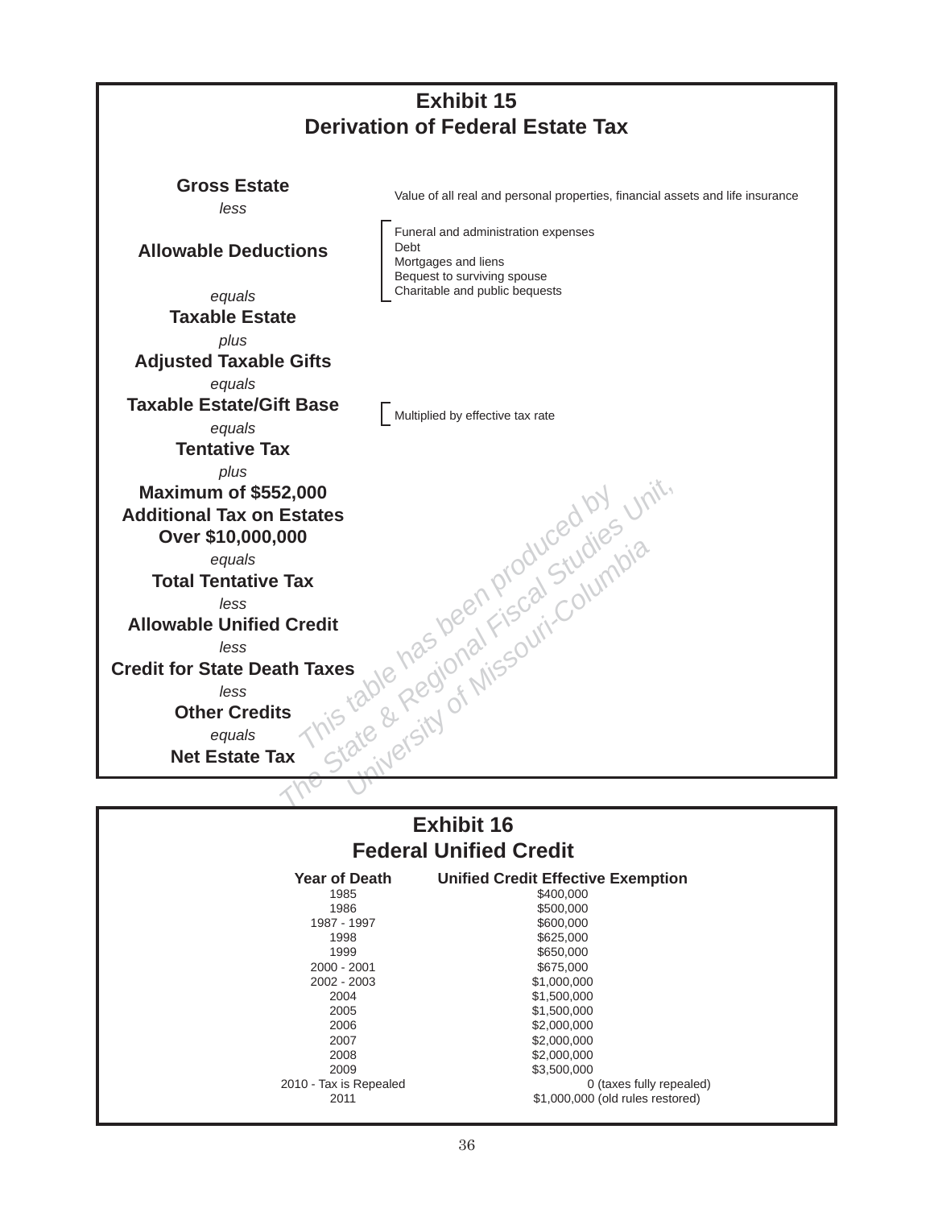## Exhibit 15
## Derivation of Federal Estate Tax

**Gross Estate** — Value of all real and personal properties, financial assets and life insurance

*less*

**Allowable Deductions**
- Funeral and administration expenses
- Debt
- Mortgages and liens
- Bequest to surviving spouse
- Charitable and public bequests

*equals*

**Taxable Estate**

*plus*

**Adjusted Taxable Gifts**

*equals*

**Taxable Estate/Gift Base** — Multiplied by effective tax rate

*equals*

**Tentative Tax**

*plus*

**Maximum of $552,000 Additional Tax on Estates Over $10,000,000**

*equals*

**Total Tentative Tax**

*less*

**Allowable Unified Credit**

*less*

**Credit for State Death Taxes**

*less*

**Other Credits**

*equals*

**Net Estate Tax**

This table has been produced by The State & Regional Fiscal Studies Unit, University of Missouri-Columbia

## Exhibit 16
## Federal Unified Credit

| Year of Death | Unified Credit Effective Exemption |
|---|---|
| 1985 | $400,000 |
| 1986 | $500,000 |
| 1987 - 1997 | $600,000 |
| 1998 | $625,000 |
| 1999 | $650,000 |
| 2000 - 2001 | $675,000 |
| 2002 - 2003 | $1,000,000 |
| 2004 | $1,500,000 |
| 2005 | $1,500,000 |
| 2006 | $2,000,000 |
| 2007 | $2,000,000 |
| 2008 | $2,000,000 |
| 2009 | $3,500,000 |
| 2010 - Tax is Repealed | 0 (taxes fully repealed) |
| 2011 | $1,000,000 (old rules restored) |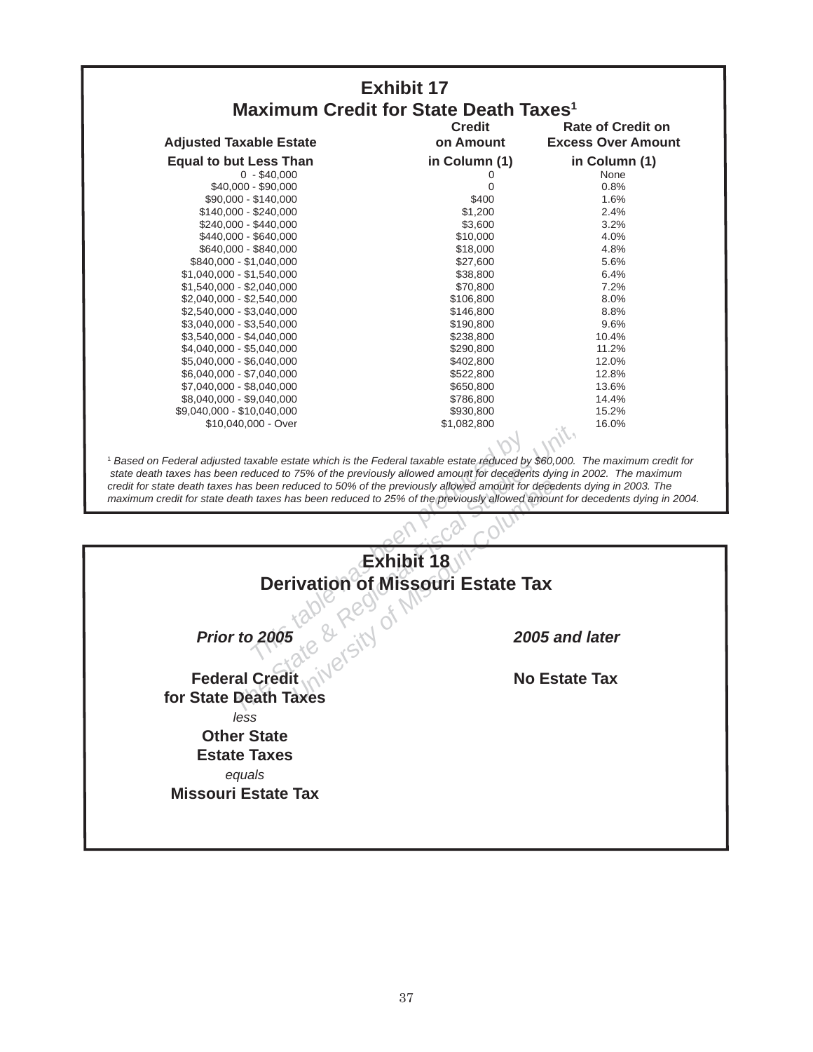## Exhibit 17
## Maximum Credit for State Death Taxes[1]

| Adjusted Taxable Estate Equal to but Less Than | Credit on Amount in Column (1) | Rate of Credit on Excess Over Amount in Column (1) |
|---|---|---|
| 0 - $40,000 | 0 | None |
| $40,000 - $90,000 | 0 | 0.8% |
| $90,000 - $140,000 | $400 | 1.6% |
| $140,000 - $240,000 | $1,200 | 2.4% |
| $240,000 - $440,000 | $3,600 | 3.2% |
| $440,000 - $640,000 | $10,000 | 4.0% |
| $640,000 - $840,000 | $18,000 | 4.8% |
| $840,000 - $1,040,000 | $27,600 | 5.6% |
| $1,040,000 - $1,540,000 | $38,800 | 6.4% |
| $1,540,000 - $2,040,000 | $70,800 | 7.2% |
| $2,040,000 - $2,540,000 | $106,800 | 8.0% |
| $2,540,000 - $3,040,000 | $146,800 | 8.8% |
| $3,040,000 - $3,540,000 | $190,800 | 9.6% |
| $3,540,000 - $4,040,000 | $238,800 | 10.4% |
| $4,040,000 - $5,040,000 | $290,800 | 11.2% |
| $5,040,000 - $6,040,000 | $402,800 | 12.0% |
| $6,040,000 - $7,040,000 | $522,800 | 12.8% |
| $7,040,000 - $8,040,000 | $650,800 | 13.6% |
| $8,040,000 - $9,040,000 | $786,800 | 14.4% |
| $9,040,000 - $10,040,000 | $930,800 | 15.2% |
| $10,040,000 - Over | $1,082,800 | 16.0% |

[1] *Based on Federal adjusted taxable estate which is the Federal taxable estate reduced by $60,000. The maximum credit for state death taxes has been reduced to 75% of the previously allowed amount for decedents dying in 2002. The maximum credit for state death taxes has been reduced to 50% of the previously allowed amount for decedents dying in 2003. The maximum credit for state death taxes has been reduced to 25% of the previously allowed amount for decedents dying in 2004.*

## Exhibit 18
## Derivation of Missouri Estate Tax

| ***Prior to 2005*** | ***2005 and later*** |
|---|---|
| **Federal Credit for State Death Taxes** | **No Estate Tax** |
| *less* | |
| **Other State Estate Taxes** | |
| *equals* | |
| **Missouri Estate Tax** | |